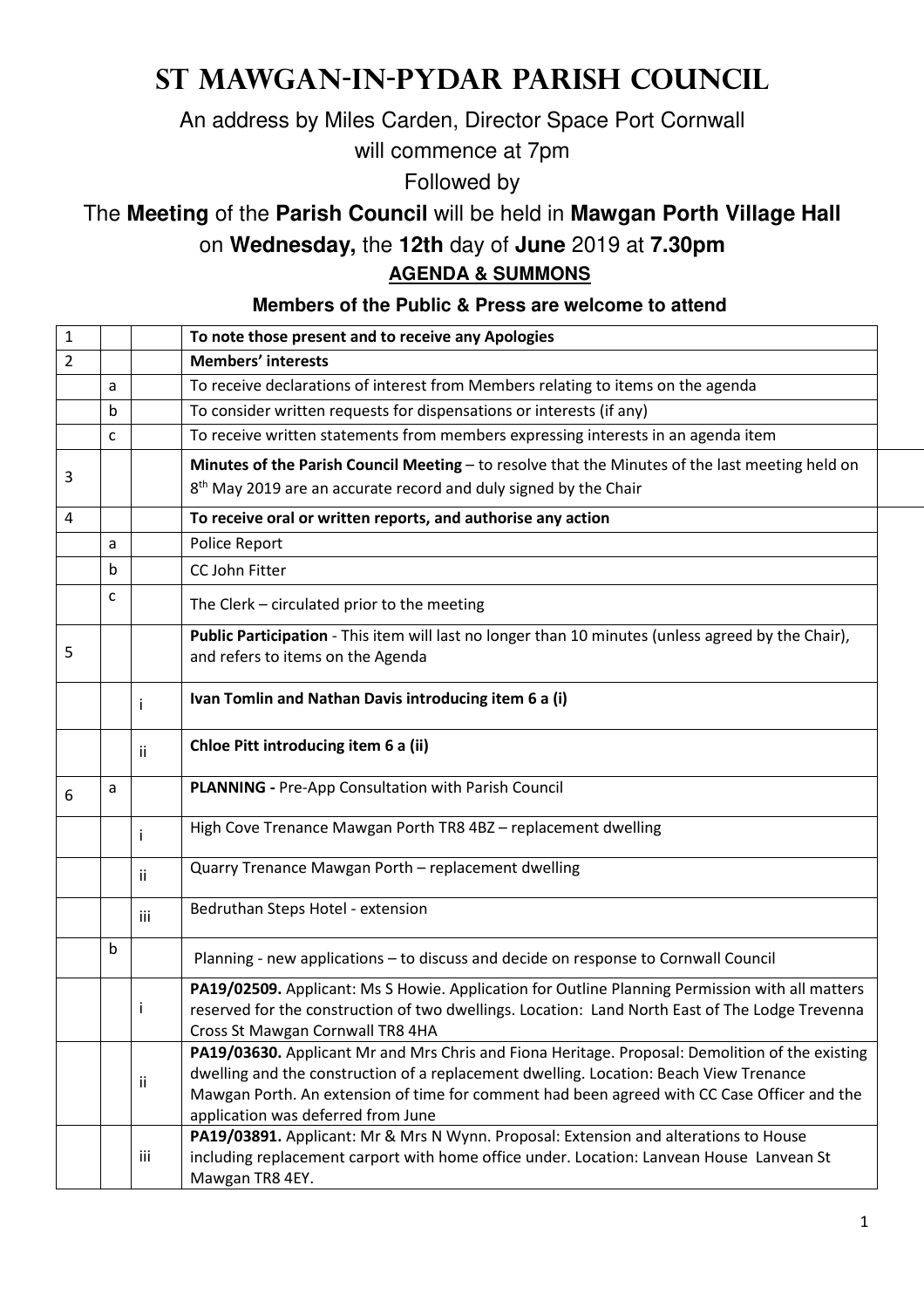# ST MAWGAN-IN-PYDAR PARISH COUNCIL

An address by Miles Carden, Director Space Port Cornwall

will commence at 7pm

Followed by

The **Meeting** of the **Parish Council** will be held in **Mawgan Porth Village Hall**

on **Wednesday,** the **12th** day of **June** 2019 at **7.30pm**

**AGENDA & SUMMONS**

**Members of the Public & Press are welcome to attend**

| | | | |
|---|---|---|---|
| 1 | | | **To note those present and to receive any Apologies** |
| 2 | | | **Members' interests** |
| | a | | To receive declarations of interest from Members relating to items on the agenda |
| | b | | To consider written requests for dispensations or interests (if any) |
| | c | | To receive written statements from members expressing interests in an agenda item |
| 3 | | | **Minutes of the Parish Council Meeting** – to resolve that the Minutes of the last meeting held on 8th May 2019 are an accurate record and duly signed by the Chair |
| 4 | | | **To receive oral or written reports, and authorise any action** |
| | a | | Police Report |
| | b | | CC John Fitter |
| | c | | The Clerk – circulated prior to the meeting |
| 5 | | | **Public Participation** - This item will last no longer than 10 minutes (unless agreed by the Chair), and refers to items on the Agenda |
| | | i | **Ivan Tomlin and Nathan Davis introducing item 6 a (i)** |
| | | ii | **Chloe Pitt introducing item 6 a (ii)** |
| 6 | a | | **PLANNING -** Pre-App Consultation with Parish Council |
| | | i | High Cove Trenance Mawgan Porth TR8 4BZ – replacement dwelling |
| | | ii | Quarry Trenance Mawgan Porth – replacement dwelling |
| | | iii | Bedruthan Steps Hotel - extension |
| | b | | Planning - new applications – to discuss and decide on response to Cornwall Council |
| | | i | **PA19/02509.** Applicant: Ms S Howie. Application for Outline Planning Permission with all matters reserved for the construction of two dwellings. Location: Land North East of The Lodge Trevenna Cross St Mawgan Cornwall TR8 4HA |
| | | ii | **PA19/03630.** Applicant Mr and Mrs Chris and Fiona Heritage. Proposal: Demolition of the existing dwelling and the construction of a replacement dwelling. Location: Beach View Trenance Mawgan Porth. An extension of time for comment had been agreed with CC Case Officer and the application was deferred from June |
| | | iii | **PA19/03891.** Applicant: Mr & Mrs N Wynn. Proposal: Extension and alterations to House including replacement carport with home office under. Location: Lanvean House Lanvean St Mawgan TR8 4EY. |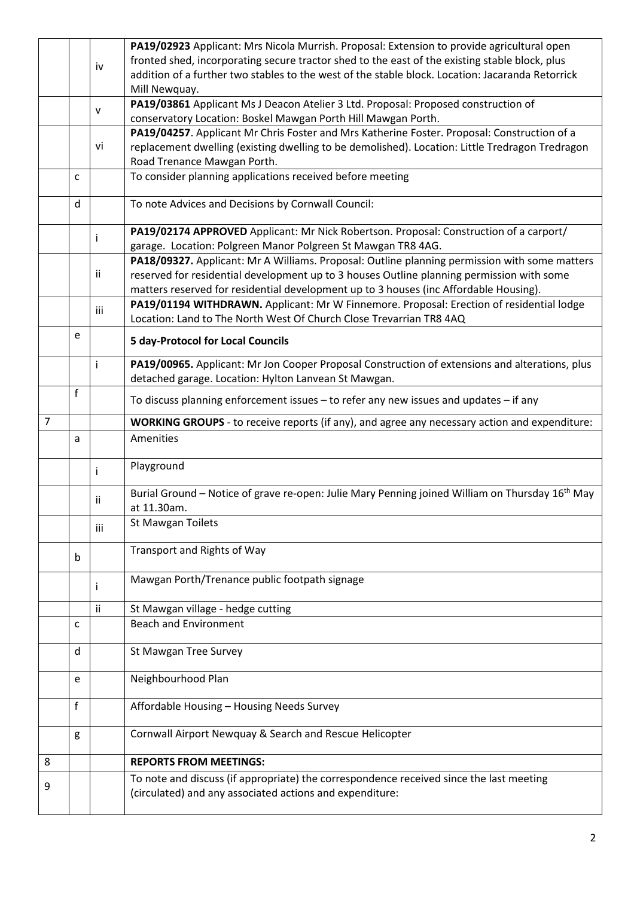| | | | |
|---|---|---|---|
| | | iv | **PA19/02923** Applicant: Mrs Nicola Murrish. Proposal: Extension to provide agricultural open fronted shed, incorporating secure tractor shed to the east of the existing stable block, plus addition of a further two stables to the west of the stable block. Location: Jacaranda Retorrick Mill Newquay. |
| | | v | **PA19/03861** Applicant Ms J Deacon Atelier 3 Ltd. Proposal: Proposed construction of conservatory Location: Boskel Mawgan Porth Hill Mawgan Porth. |
| | | vi | **PA19/04257**. Applicant Mr Chris Foster and Mrs Katherine Foster. Proposal: Construction of a replacement dwelling (existing dwelling to be demolished). Location: Little Tredragon Tredragon Road Trenance Mawgan Porth. |
| | c | | To consider planning applications received before meeting |
| | d | | To note Advices and Decisions by Cornwall Council: |
| | | i | **PA19/02174 APPROVED** Applicant: Mr Nick Robertson. Proposal: Construction of a carport/ garage. Location: Polgreen Manor Polgreen St Mawgan TR8 4AG. |
| | | ii | **PA18/09327.** Applicant: Mr A Williams. Proposal: Outline planning permission with some matters reserved for residential development up to 3 houses Outline planning permission with some matters reserved for residential development up to 3 houses (inc Affordable Housing). |
| | | iii | **PA19/01194 WITHDRAWN.** Applicant: Mr W Finnemore. Proposal: Erection of residential lodge Location: Land to The North West Of Church Close Trevarrian TR8 4AQ |
| | e | | **5 day-Protocol for Local Councils** |
| | | i | **PA19/00965.** Applicant: Mr Jon Cooper Proposal Construction of extensions and alterations, plus detached garage. Location: Hylton Lanvean St Mawgan. |
| | f | | To discuss planning enforcement issues – to refer any new issues and updates – if any |
| 7 | | | **WORKING GROUPS** - to receive reports (if any), and agree any necessary action and expenditure: |
| | a | | Amenities |
| | | i | Playground |
| | | ii | Burial Ground – Notice of grave re-open: Julie Mary Penning joined William on Thursday 16th May at 11.30am. |
| | | iii | St Mawgan Toilets |
| | b | | Transport and Rights of Way |
| | | i | Mawgan Porth/Trenance public footpath signage |
| | | ii | St Mawgan village - hedge cutting |
| | c | | Beach and Environment |
| | d | | St Mawgan Tree Survey |
| | e | | Neighbourhood Plan |
| | f | | Affordable Housing – Housing Needs Survey |
| | g | | Cornwall Airport Newquay & Search and Rescue Helicopter |
| 8 | | | **REPORTS FROM MEETINGS:** |
| 9 | | | To note and discuss (if appropriate) the correspondence received since the last meeting (circulated) and any associated actions and expenditure: |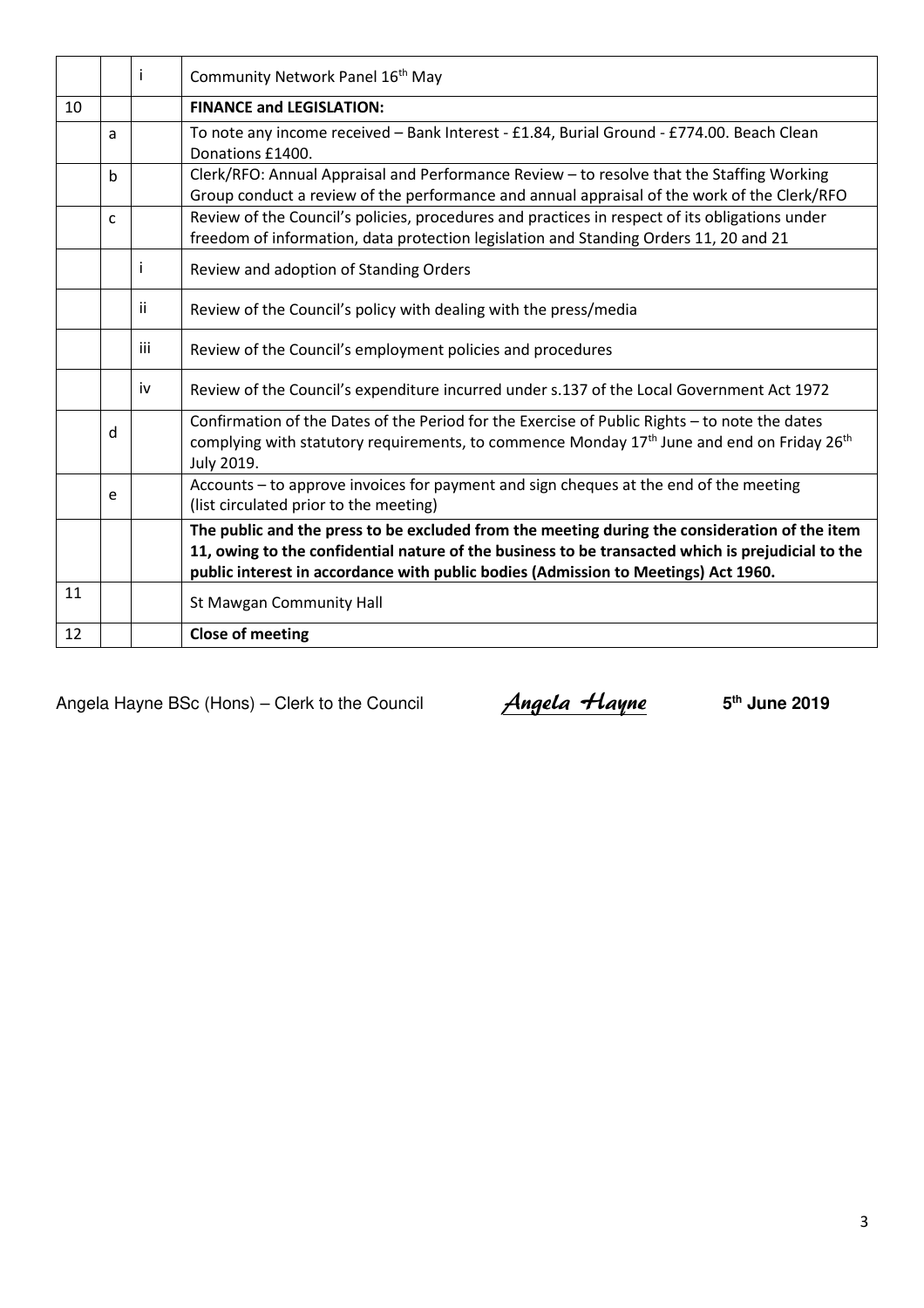| | | | |
|---|---|---|---|
| | | i | Community Network Panel 16th May |
| 10 | | | **FINANCE and LEGISLATION:** |
| | a | | To note any income received – Bank Interest - £1.84, Burial Ground - £774.00. Beach Clean Donations £1400. |
| | b | | Clerk/RFO: Annual Appraisal and Performance Review – to resolve that the Staffing Working Group conduct a review of the performance and annual appraisal of the work of the Clerk/RFO |
| | c | | Review of the Council's policies, procedures and practices in respect of its obligations under freedom of information, data protection legislation and Standing Orders 11, 20 and 21 |
| | | i | Review and adoption of Standing Orders |
| | | ii | Review of the Council's policy with dealing with the press/media |
| | | iii | Review of the Council's employment policies and procedures |
| | | iv | Review of the Council's expenditure incurred under s.137 of the Local Government Act 1972 |
| | d | | Confirmation of the Dates of the Period for the Exercise of Public Rights – to note the dates complying with statutory requirements, to commence Monday 17th June and end on Friday 26th July 2019. |
| | e | | Accounts – to approve invoices for payment and sign cheques at the end of the meeting (list circulated prior to the meeting) |
| | | | **The public and the press to be excluded from the meeting during the consideration of the item 11, owing to the confidential nature of the business to be transacted which is prejudicial to the public interest in accordance with public bodies (Admission to Meetings) Act 1960.** |
| 11 | | | St Mawgan Community Hall |
| 12 | | | **Close of meeting** |

Angela Hayne BSc (Hons) – Clerk to the Council *Angela Hayne* **5th June 2019**